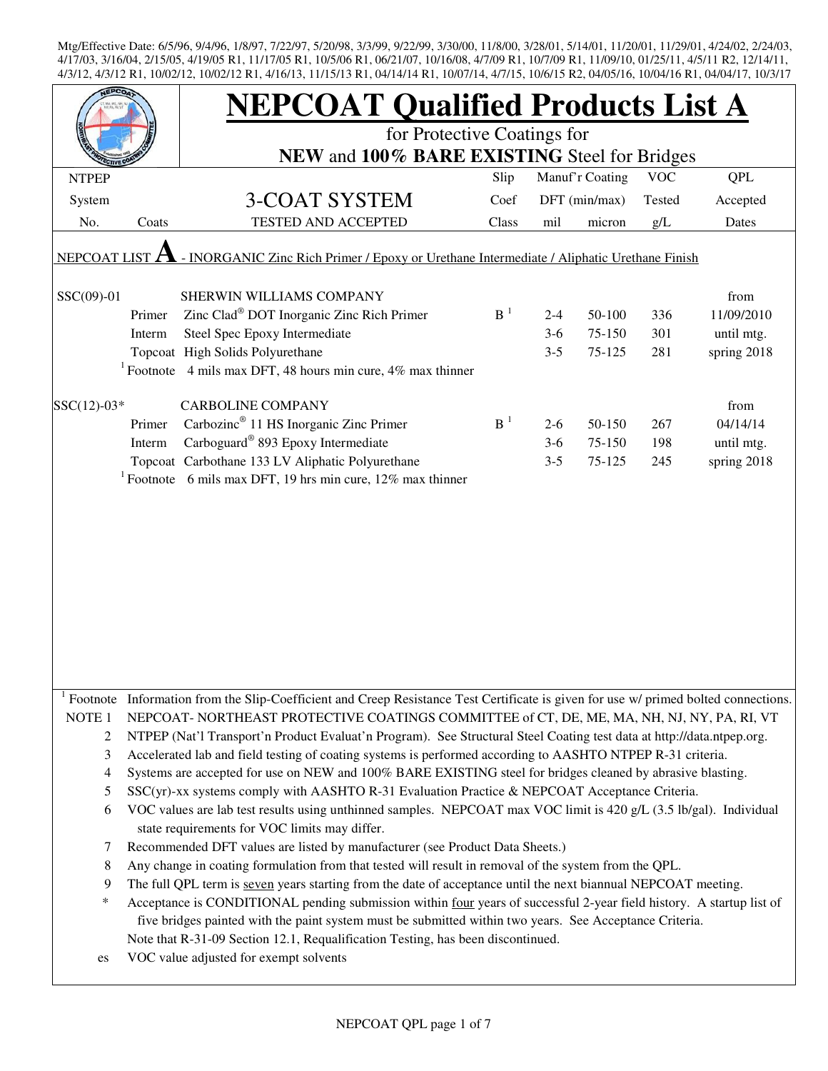Mtg/Effective Date: 6/5/96, 9/4/96, 1/8/97, 7/22/97, 5/20/98, 3/3/99, 9/22/99, 3/30/00, 11/8/00, 3/28/01, 5/14/01, 11/20/01, 11/29/01, 4/24/02, 2/24/03, 4/17/03, 3/16/04, 2/15/05, 4/19/05 R1, 11/17/05 R1, 10/5/06 R1, 06/21/07, 10/16/08, 4/7/09 R1, 10/7/09 R1, 11/09/10, 01/25/11, 4/5/11 R2, 12/14/11, 4/3/12, 4/3/12 R1, 10/02/12, 10/02/12 R1, 4/16/13, 11/15/13 R1, 04/14/14 R1, 10/07/14, 4/7/15, 10/6/15 R2, 04/05/16, 10/04/16 R1, 04/04/17, 10/3/17

# NEPCOAT Qualified Products List A

for Protective Coatings for

**NEW** and **100% BARE EXISTING** Steel for Bridges

| NTPEP System No. | Coats | 3-COAT SYSTEM TESTED AND ACCEPTED | Slip Coef Class | Manuf'r Coating DFT (min/max) mil | micron | VOC Tested g/L | QPL Accepted Dates |
|---|---|---|---|---|---|---|---|
| NEPCOAT LIST **A** - INORGANIC Zinc Rich Primer / Epoxy or Urethane Intermediate / Aliphatic Urethane Finish | | | | | | | |
| SSC(09)-01 | | SHERWIN WILLIAMS COMPANY | | | | | from |
| | Primer | Zinc Clad® DOT Inorganic Zinc Rich Primer | B [1] | 2-4 | 50-100 | 336 | 11/09/2010 |
| | Interm | Steel Spec Epoxy Intermediate | | 3-6 | 75-150 | 301 | until mtg. |
| | Topcoat | High Solids Polyurethane | | 3-5 | 75-125 | 281 | spring 2018 |
| | [1] Footnote | 4 mils max DFT, 48 hours min cure, 4% max thinner | | | | | |
| SSC(12)-03* | | CARBOLINE COMPANY | | | | | from |
| | Primer | Carbozinc® 11 HS Inorganic Zinc Primer | B [1] | 2-6 | 50-150 | 267 | 04/14/14 |
| | Interm | Carboguard® 893 Epoxy Intermediate | | 3-6 | 75-150 | 198 | until mtg. |
| | Topcoat | Carbothane 133 LV Aliphatic Polyurethane | | 3-5 | 75-125 | 245 | spring 2018 |
| | [1] Footnote | 6 mils max DFT, 19 hrs min cure, 12% max thinner | | | | | |

[1] Footnote Information from the Slip-Coefficient and Creep Resistance Test Certificate is given for use w/ primed bolted connections.

NOTE 1 NEPCOAT- NORTHEAST PROTECTIVE COATINGS COMMITTEE of CT, DE, ME, MA, NH, NJ, NY, PA, RI, VT

2 NTPEP (Nat'l Transport'n Product Evaluat'n Program). See Structural Steel Coating test data at http://data.ntpep.org.

3 Accelerated lab and field testing of coating systems is performed according to AASHTO NTPEP R-31 criteria.

4 Systems are accepted for use on NEW and 100% BARE EXISTING steel for bridges cleaned by abrasive blasting.

5 SSC(yr)-xx systems comply with AASHTO R-31 Evaluation Practice & NEPCOAT Acceptance Criteria.

6 VOC values are lab test results using unthinned samples. NEPCOAT max VOC limit is 420 g/L (3.5 lb/gal). Individual state requirements for VOC limits may differ.

7 Recommended DFT values are listed by manufacturer (see Product Data Sheets.)

8 Any change in coating formulation from that tested will result in removal of the system from the QPL.

9 The full QPL term is seven years starting from the date of acceptance until the next biannual NEPCOAT meeting.

\* Acceptance is CONDITIONAL pending submission within four years of successful 2-year field history. A startup list of five bridges painted with the paint system must be submitted within two years. See Acceptance Criteria.

Note that R-31-09 Section 12.1, Requalification Testing, has been discontinued.

es VOC value adjusted for exempt solvents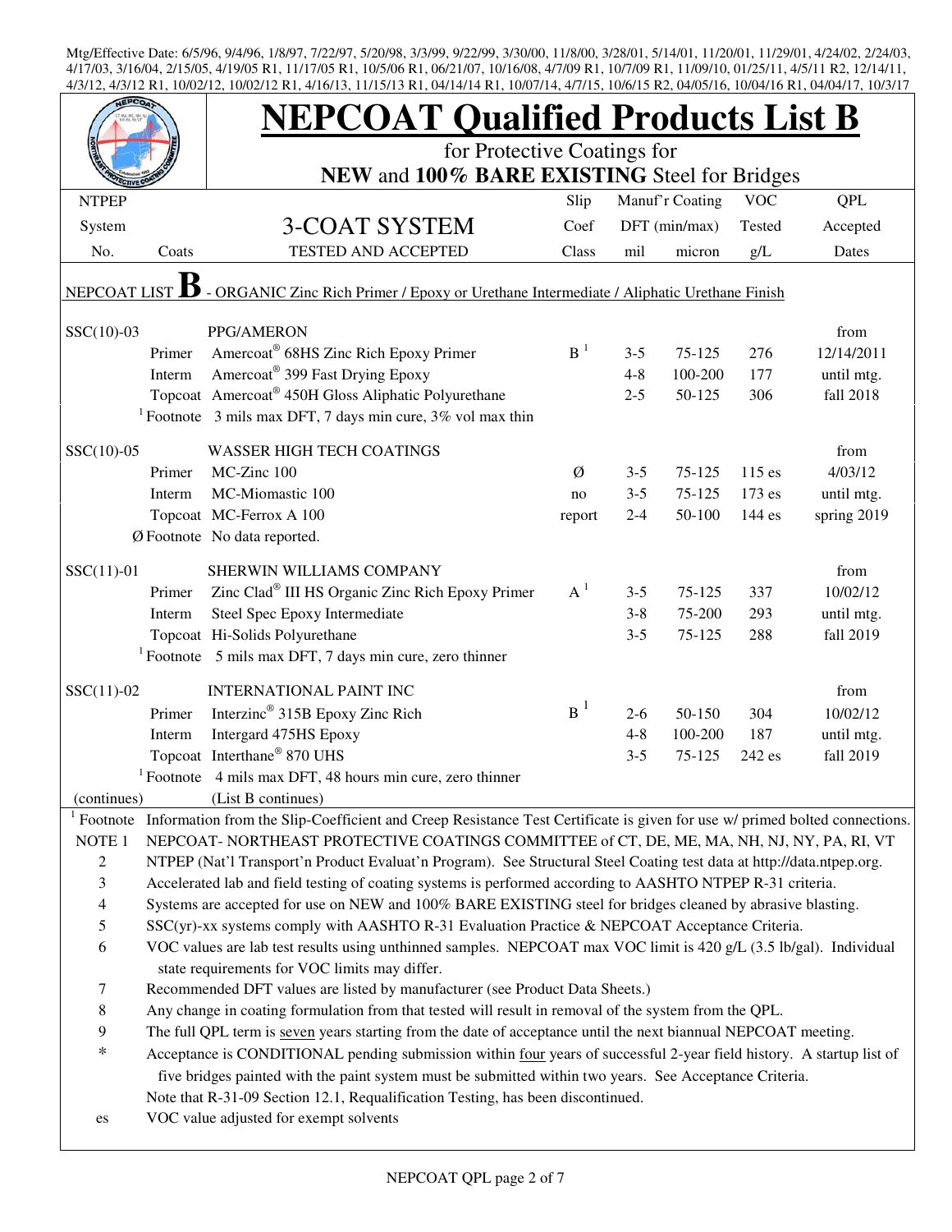Mtg/Effective Date: 6/5/96, 9/4/96, 1/8/97, 7/22/97, 5/20/98, 3/3/99, 9/22/99, 3/30/00, 11/8/00, 3/28/01, 5/14/01, 11/20/01, 11/29/01, 4/24/02, 2/24/03, 4/17/03, 3/16/04, 2/15/05, 4/19/05 R1, 11/17/05 R1, 10/5/06 R1, 06/21/07, 10/16/08, 4/7/09 R1, 10/7/09 R1, 11/09/10, 01/25/11, 4/5/11 R2, 12/14/11, 4/3/12, 4/3/12 R1, 10/02/12, 10/02/12 R1, 4/16/13, 11/15/13 R1, 04/14/14 R1, 10/07/14, 4/7/15, 10/6/15 R2, 04/05/16, 10/04/16 R1, 04/04/17, 10/3/17

# NEPCOAT Qualified Products List B

for Protective Coatings for
**NEW** and **100% BARE EXISTING** Steel for Bridges

| NTPEP System No. | Coats | 3-COAT SYSTEM TESTED AND ACCEPTED | Slip Coef Class | Manuf'r Coating DFT (min/max) mil | micron | VOC Tested g/L | QPL Accepted Dates |
|---|---|---|---|---|---|---|---|
| NEPCOAT LIST **B** - ORGANIC Zinc Rich Primer / Epoxy or Urethane Intermediate / Aliphatic Urethane Finish | | | | | | | |
| SSC(10)-03 | | PPG/AMERON | | | | | from |
| | Primer | Amercoat® 68HS Zinc Rich Epoxy Primer | B [1] | 3-5 | 75-125 | 276 | 12/14/2011 |
| | Interm | Amercoat® 399 Fast Drying Epoxy | | 4-8 | 100-200 | 177 | until mtg. |
| | Topcoat | Amercoat® 450H Gloss Aliphatic Polyurethane | | 2-5 | 50-125 | 306 | fall 2018 |
| | [1] Footnote | 3 mils max DFT, 7 days min cure, 3% vol max thin | | | | | |
| SSC(10)-05 | | WASSER HIGH TECH COATINGS | | | | | from |
| | Primer | MC-Zinc 100 | Ø | 3-5 | 75-125 | 115 es | 4/03/12 |
| | Interm | MC-Miomastic 100 | no | 3-5 | 75-125 | 173 es | until mtg. |
| | Topcoat | MC-Ferrox A 100 | report | 2-4 | 50-100 | 144 es | spring 2019 |
| | Ø Footnote | No data reported. | | | | | |
| SSC(11)-01 | | SHERWIN WILLIAMS COMPANY | | | | | from |
| | Primer | Zinc Clad® III HS Organic Zinc Rich Epoxy Primer | A [1] | 3-5 | 75-125 | 337 | 10/02/12 |
| | Interm | Steel Spec Epoxy Intermediate | | 3-8 | 75-200 | 293 | until mtg. |
| | Topcoat | Hi-Solids Polyurethane | | 3-5 | 75-125 | 288 | fall 2019 |
| | [1] Footnote | 5 mils max DFT, 7 days min cure, zero thinner | | | | | |
| SSC(11)-02 | | INTERNATIONAL PAINT INC | | | | | from |
| | Primer | Interzinc® 315B Epoxy Zinc Rich | B [1] | 2-6 | 50-150 | 304 | 10/02/12 |
| | Interm | Intergard 475HS Epoxy | | 4-8 | 100-200 | 187 | until mtg. |
| | Topcoat | Interthane® 870 UHS | | 3-5 | 75-125 | 242 es | fall 2019 |
| | [1] Footnote | 4 mils max DFT, 48 hours min cure, zero thinner | | | | | |
| (continues) | | (List B continues) | | | | | |

[1] Footnote Information from the Slip-Coefficient and Creep Resistance Test Certificate is given for use w/ primed bolted connections.

NOTE 1 NEPCOAT- NORTHEAST PROTECTIVE COATINGS COMMITTEE of CT, DE, ME, MA, NH, NJ, NY, PA, RI, VT

2 NTPEP (Nat'l Transport'n Product Evaluat'n Program). See Structural Steel Coating test data at http://data.ntpep.org.

3 Accelerated lab and field testing of coating systems is performed according to AASHTO NTPEP R-31 criteria.

4 Systems are accepted for use on NEW and 100% BARE EXISTING steel for bridges cleaned by abrasive blasting.

5 SSC(yr)-xx systems comply with AASHTO R-31 Evaluation Practice & NEPCOAT Acceptance Criteria.

6 VOC values are lab test results using unthinned samples. NEPCOAT max VOC limit is 420 g/L (3.5 lb/gal). Individual state requirements for VOC limits may differ.

7 Recommended DFT values are listed by manufacturer (see Product Data Sheets.)

8 Any change in coating formulation from that tested will result in removal of the system from the QPL.

9 The full QPL term is seven years starting from the date of acceptance until the next biannual NEPCOAT meeting.

* Acceptance is CONDITIONAL pending submission within four years of successful 2-year field history. A startup list of five bridges painted with the paint system must be submitted within two years. See Acceptance Criteria.

Note that R-31-09 Section 12.1, Requalification Testing, has been discontinued.

es VOC value adjusted for exempt solvents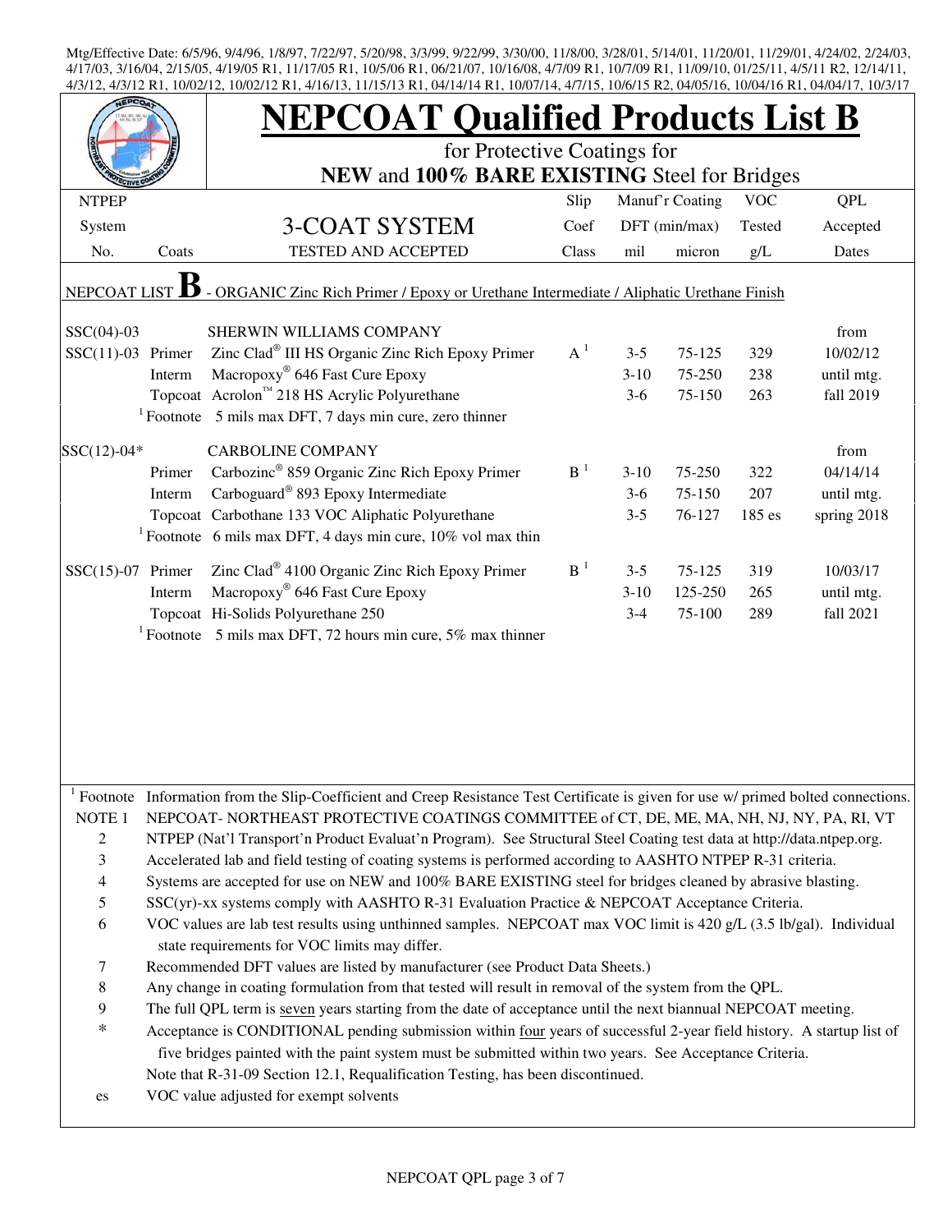Mtg/Effective Date: 6/5/96, 9/4/96, 1/8/97, 7/22/97, 5/20/98, 3/3/99, 9/22/99, 3/30/00, 11/8/00, 3/28/01, 5/14/01, 11/20/01, 11/29/01, 4/24/02, 2/24/03, 4/17/03, 3/16/04, 2/15/05, 4/19/05 R1, 11/17/05 R1, 10/5/06 R1, 06/21/07, 10/16/08, 4/7/09 R1, 10/7/09 R1, 11/09/10, 01/25/11, 4/5/11 R2, 12/14/11, 4/3/12, 4/3/12 R1, 10/02/12, 10/02/12 R1, 4/16/13, 11/15/13 R1, 04/14/14 R1, 10/07/14, 4/7/15, 10/6/15 R2, 04/05/16, 10/04/16 R1, 04/04/17, 10/3/17

# NEPCOAT Qualified Products List B

for Protective Coatings for
**NEW** and **100% BARE EXISTING** Steel for Bridges

| NTPEP System No. | Coats | 3-COAT SYSTEM TESTED AND ACCEPTED | Slip Coef Class | Manuf'r Coating DFT (min/max) mil | micron | VOC Tested g/L | QPL Accepted Dates |
|---|---|---|---|---|---|---|---|
| NEPCOAT LIST **B** - ORGANIC Zinc Rich Primer / Epoxy or Urethane Intermediate / Aliphatic Urethane Finish | | | | | | | |
| SSC(04)-03 | | SHERWIN WILLIAMS COMPANY | | | | | from |
| SSC(11)-03 | Primer | Zinc Clad® III HS Organic Zinc Rich Epoxy Primer | A [1] | 3-5 | 75-125 | 329 | 10/02/12 |
| | Interm | Macropoxy® 646 Fast Cure Epoxy | | 3-10 | 75-250 | 238 | until mtg. |
| | Topcoat | Acrolon™ 218 HS Acrylic Polyurethane | | 3-6 | 75-150 | 263 | fall 2019 |
| | [1] Footnote | 5 mils max DFT, 7 days min cure, zero thinner | | | | | |
| SSC(12)-04* | | CARBOLINE COMPANY | | | | | from |
| | Primer | Carbozinc® 859 Organic Zinc Rich Epoxy Primer | B [1] | 3-10 | 75-250 | 322 | 04/14/14 |
| | Interm | Carboguard® 893 Epoxy Intermediate | | 3-6 | 75-150 | 207 | until mtg. |
| | Topcoat | Carbothane 133 VOC Aliphatic Polyurethane | | 3-5 | 76-127 | 185 es | spring 2018 |
| | [1] Footnote | 6 mils max DFT, 4 days min cure, 10% vol max thin | | | | | |
| SSC(15)-07 | Primer | Zinc Clad® 4100 Organic Zinc Rich Epoxy Primer | B [1] | 3-5 | 75-125 | 319 | 10/03/17 |
| | Interm | Macropoxy® 646 Fast Cure Epoxy | | 3-10 | 125-250 | 265 | until mtg. |
| | Topcoat | Hi-Solids Polyurethane 250 | | 3-4 | 75-100 | 289 | fall 2021 |
| | [1] Footnote | 5 mils max DFT, 72 hours min cure, 5% max thinner | | | | | |

[1] Footnote Information from the Slip-Coefficient and Creep Resistance Test Certificate is given for use w/ primed bolted connections.

NOTE 1 NEPCOAT- NORTHEAST PROTECTIVE COATINGS COMMITTEE of CT, DE, ME, MA, NH, NJ, NY, PA, RI, VT

2 NTPEP (Nat'l Transport'n Product Evaluat'n Program). See Structural Steel Coating test data at http://data.ntpep.org.

3 Accelerated lab and field testing of coating systems is performed according to AASHTO NTPEP R-31 criteria.

4 Systems are accepted for use on NEW and 100% BARE EXISTING steel for bridges cleaned by abrasive blasting.

5 SSC(yr)-xx systems comply with AASHTO R-31 Evaluation Practice & NEPCOAT Acceptance Criteria.

6 VOC values are lab test results using unthinned samples. NEPCOAT max VOC limit is 420 g/L (3.5 lb/gal). Individual state requirements for VOC limits may differ.

7 Recommended DFT values are listed by manufacturer (see Product Data Sheets.)

8 Any change in coating formulation from that tested will result in removal of the system from the QPL.

9 The full QPL term is seven years starting from the date of acceptance until the next biannual NEPCOAT meeting.

\* Acceptance is CONDITIONAL pending submission within four years of successful 2-year field history. A startup list of five bridges painted with the paint system must be submitted within two years. See Acceptance Criteria.
Note that R-31-09 Section 12.1, Requalification Testing, has been discontinued.

es VOC value adjusted for exempt solvents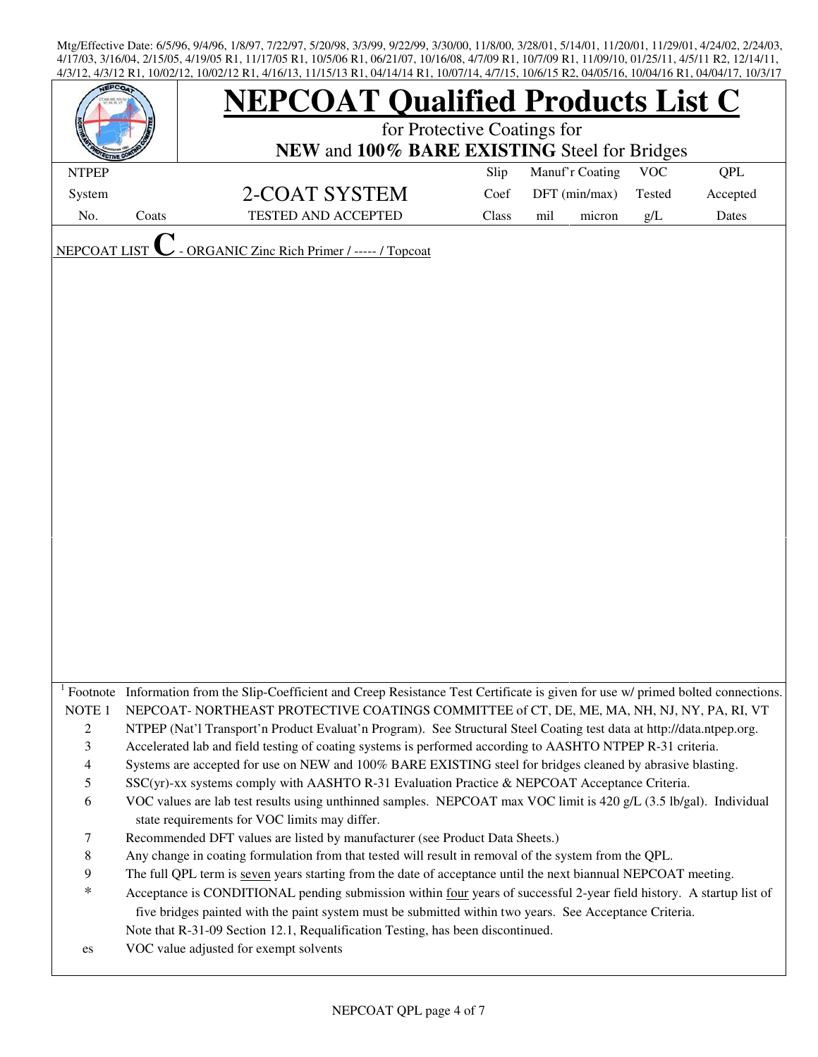Mtg/Effective Date: 6/5/96, 9/4/96, 1/8/97, 7/22/97, 5/20/98, 3/3/99, 9/22/99, 3/30/00, 11/8/00, 3/28/01, 5/14/01, 11/20/01, 11/29/01, 4/24/02, 2/24/03, 4/17/03, 3/16/04, 2/15/05, 4/19/05 R1, 11/17/05 R1, 10/5/06 R1, 06/21/07, 10/16/08, 4/7/09 R1, 10/7/09 R1, 11/09/10, 01/25/11, 4/5/11 R2, 12/14/11, 4/3/12, 4/3/12 R1, 10/02/12, 10/02/12 R1, 4/16/13, 11/15/13 R1, 04/14/14 R1, 10/07/14, 4/7/15, 10/6/15 R2, 04/05/16, 10/04/16 R1, 04/04/17, 10/3/17

# NEPCOAT Qualified Products List C

for Protective Coatings for

**NEW** and **100% BARE EXISTING** Steel for Bridges

| NTPEP System No. | Coats | 2-COAT SYSTEM TESTED AND ACCEPTED | Slip Coef Class | Manuf'r Coating DFT (min/max) mil | micron | VOC Tested g/L | QPL Accepted Dates |
|---|---|---|---|---|---|---|---|

NEPCOAT LIST **C** - ORGANIC Zinc Rich Primer / ----- / Topcoat

[1] Footnote Information from the Slip-Coefficient and Creep Resistance Test Certificate is given for use w/ primed bolted connections.

NOTE 1 NEPCOAT- NORTHEAST PROTECTIVE COATINGS COMMITTEE of CT, DE, ME, MA, NH, NJ, NY, PA, RI, VT

2 NTPEP (Nat'l Transport'n Product Evaluat'n Program). See Structural Steel Coating test data at http://data.ntpep.org.

3 Accelerated lab and field testing of coating systems is performed according to AASHTO NTPEP R-31 criteria.

4 Systems are accepted for use on NEW and 100% BARE EXISTING steel for bridges cleaned by abrasive blasting.

5 SSC(yr)-xx systems comply with AASHTO R-31 Evaluation Practice & NEPCOAT Acceptance Criteria.

6 VOC values are lab test results using unthinned samples. NEPCOAT max VOC limit is 420 g/L (3.5 lb/gal). Individual state requirements for VOC limits may differ.

7 Recommended DFT values are listed by manufacturer (see Product Data Sheets.)

8 Any change in coating formulation from that tested will result in removal of the system from the QPL.

9 The full QPL term is seven years starting from the date of acceptance until the next biannual NEPCOAT meeting.

\* Acceptance is CONDITIONAL pending submission within four years of successful 2-year field history. A startup list of five bridges painted with the paint system must be submitted within two years. See Acceptance Criteria.

Note that R-31-09 Section 12.1, Requalification Testing, has been discontinued.

es VOC value adjusted for exempt solvents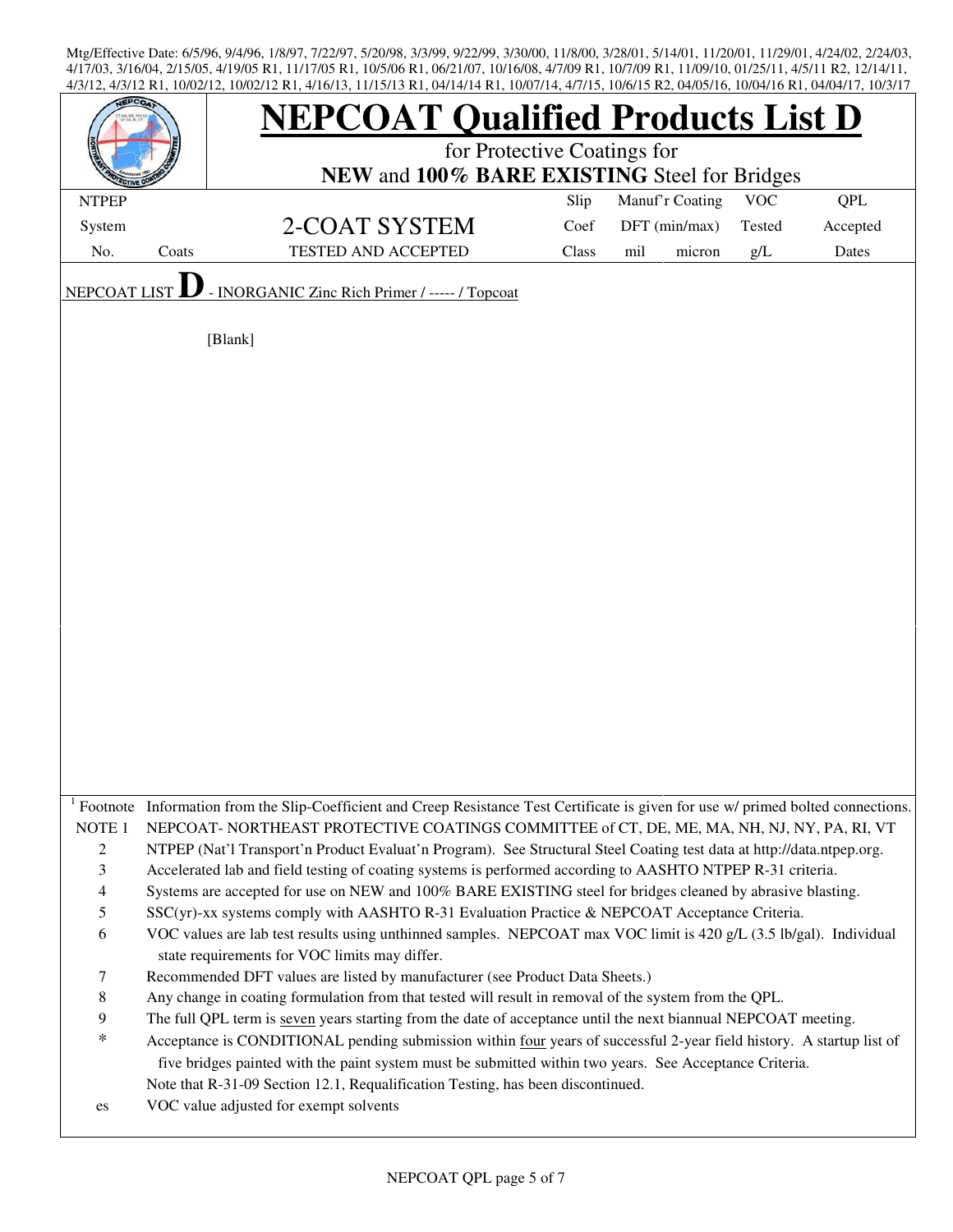Mtg/Effective Date: 6/5/96, 9/4/96, 1/8/97, 7/22/97, 5/20/98, 3/3/99, 9/22/99, 3/30/00, 11/8/00, 3/28/01, 5/14/01, 11/20/01, 11/29/01, 4/24/02, 2/24/03, 4/17/03, 3/16/04, 2/15/05, 4/19/05 R1, 11/17/05 R1, 10/5/06 R1, 06/21/07, 10/16/08, 4/7/09 R1, 10/7/09 R1, 11/09/10, 01/25/11, 4/5/11 R2, 12/14/11, 4/3/12, 4/3/12 R1, 10/02/12, 10/02/12 R1, 4/16/13, 11/15/13 R1, 04/14/14 R1, 10/07/14, 4/7/15, 10/6/15 R2, 04/05/16, 10/04/16 R1, 04/04/17, 10/3/17

# NEPCOAT Qualified Products List D

for Protective Coatings for
**NEW** and **100% BARE EXISTING** Steel for Bridges

| NTPEP System No. | Coats | 2-COAT SYSTEM TESTED AND ACCEPTED | Slip Coef Class | Manuf'r Coating DFT (min/max) mil | micron | VOC Tested g/L | QPL Accepted Dates |
|---|---|---|---|---|---|---|---|

NEPCOAT LIST **D** - INORGANIC Zinc Rich Primer / ----- / Topcoat

[Blank]

| | |
|---|---|
| [1] Footnote | Information from the Slip-Coefficient and Creep Resistance Test Certificate is given for use w/ primed bolted connections. |
| NOTE 1 | NEPCOAT- NORTHEAST PROTECTIVE COATINGS COMMITTEE of CT, DE, ME, MA, NH, NJ, NY, PA, RI, VT |
| 2 | NTPEP (Nat'l Transport'n Product Evaluat'n Program). See Structural Steel Coating test data at http://data.ntpep.org. |
| 3 | Accelerated lab and field testing of coating systems is performed according to AASHTO NTPEP R-31 criteria. |
| 4 | Systems are accepted for use on NEW and 100% BARE EXISTING steel for bridges cleaned by abrasive blasting. |
| 5 | SSC(yr)-xx systems comply with AASHTO R-31 Evaluation Practice & NEPCOAT Acceptance Criteria. |
| 6 | VOC values are lab test results using unthinned samples. NEPCOAT max VOC limit is 420 g/L (3.5 lb/gal). Individual state requirements for VOC limits may differ. |
| 7 | Recommended DFT values are listed by manufacturer (see Product Data Sheets.) |
| 8 | Any change in coating formulation from that tested will result in removal of the system from the QPL. |
| 9 | The full QPL term is seven years starting from the date of acceptance until the next biannual NEPCOAT meeting. |
| * | Acceptance is CONDITIONAL pending submission within four years of successful 2-year field history. A startup list of five bridges painted with the paint system must be submitted within two years. See Acceptance Criteria. |
| | Note that R-31-09 Section 12.1, Requalification Testing, has been discontinued. |
| es | VOC value adjusted for exempt solvents |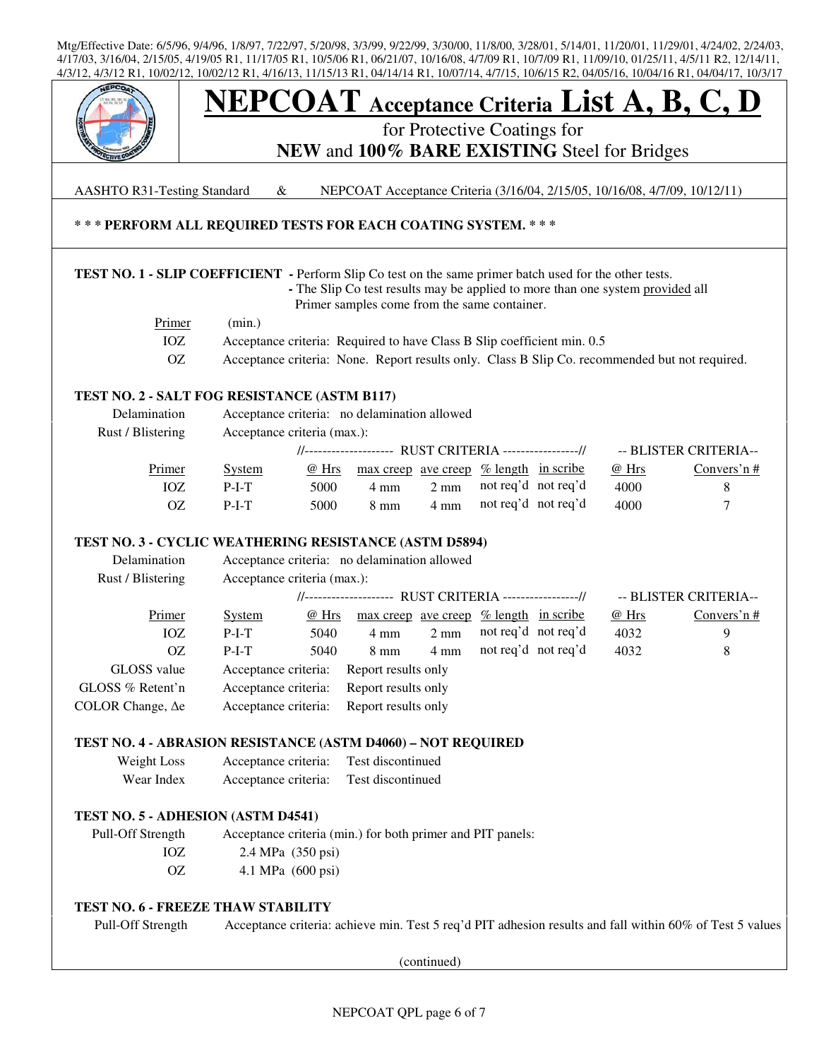Mtg/Effective Date: 6/5/96, 9/4/96, 1/8/97, 7/22/97, 5/20/98, 3/3/99, 9/22/99, 3/30/00, 11/8/00, 3/28/01, 5/14/01, 11/20/01, 11/29/01, 4/24/02, 2/24/03, 4/17/03, 3/16/04, 2/15/05, 4/19/05 R1, 11/17/05 R1, 10/5/06 R1, 06/21/07, 10/16/08, 4/7/09 R1, 10/7/09 R1, 11/09/10, 01/25/11, 4/5/11 R2, 12/14/11, 4/3/12, 4/3/12 R1, 10/02/12, 10/02/12 R1, 4/16/13, 11/15/13 R1, 04/14/14 R1, 10/07/14, 4/7/15, 10/6/15 R2, 04/05/16, 10/04/16 R1, 04/04/17, 10/3/17

# NEPCOAT Acceptance Criteria List A, B, C, D

for Protective Coatings for
**NEW** and **100% BARE EXISTING** Steel for Bridges

AASHTO R31-Testing Standard & NEPCOAT Acceptance Criteria (3/16/04, 2/15/05, 10/16/08, 4/7/09, 10/12/11)

**\* \* \* PERFORM ALL REQUIRED TESTS FOR EACH COATING SYSTEM. \* \* \***

**TEST NO. 1 - SLIP COEFFICIENT** - Perform Slip Co test on the same primer batch used for the other tests.
- The Slip Co test results may be applied to more than one system provided all Primer samples come from the same container.

| Primer | (min.) |
|---|---|
| IOZ | Acceptance criteria: Required to have Class B Slip coefficient min. 0.5 |
| OZ | Acceptance criteria: None. Report results only. Class B Slip Co. recommended but not required. |

**TEST NO. 2 - SALT FOG RESISTANCE (ASTM B117)**

Delamination — Acceptance criteria: no delamination allowed

Rust / Blistering — Acceptance criteria (max.):

| | | RUST CRITERIA | | | | | BLISTER CRITERIA | |
|---|---|---|---|---|---|---|---|---|
| Primer | System | @ Hrs | max creep | ave creep | % length | in scribe | @ Hrs | Convers'n # |
| IOZ | P-I-T | 5000 | 4 mm | 2 mm | not req'd | not req'd | 4000 | 8 |
| OZ | P-I-T | 5000 | 8 mm | 4 mm | not req'd | not req'd | 4000 | 7 |

**TEST NO. 3 - CYCLIC WEATHERING RESISTANCE (ASTM D5894)**

Delamination — Acceptance criteria: no delamination allowed

Rust / Blistering — Acceptance criteria (max.):

| | | RUST CRITERIA | | | | | BLISTER CRITERIA | |
|---|---|---|---|---|---|---|---|---|
| Primer | System | @ Hrs | max creep | ave creep | % length | in scribe | @ Hrs | Convers'n # |
| IOZ | P-I-T | 5040 | 4 mm | 2 mm | not req'd | not req'd | 4032 | 9 |
| OZ | P-I-T | 5040 | 8 mm | 4 mm | not req'd | not req'd | 4032 | 8 |

| | |
|---|---|
| GLOSS value | Acceptance criteria: Report results only |
| GLOSS % Retent'n | Acceptance criteria: Report results only |
| COLOR Change, Δe | Acceptance criteria: Report results only |

**TEST NO. 4 - ABRASION RESISTANCE (ASTM D4060) – NOT REQUIRED**

| | |
|---|---|
| Weight Loss | Acceptance criteria: Test discontinued |
| Wear Index | Acceptance criteria: Test discontinued |

**TEST NO. 5 - ADHESION (ASTM D4541)**

Pull-Off Strength — Acceptance criteria (min.) for both primer and PIT panels:

| | |
|---|---|
| IOZ | 2.4 MPa (350 psi) |
| OZ | 4.1 MPa (600 psi) |

**TEST NO. 6 - FREEZE THAW STABILITY**

Pull-Off Strength — Acceptance criteria: achieve min. Test 5 req'd PIT adhesion results and fall within 60% of Test 5 values

(continued)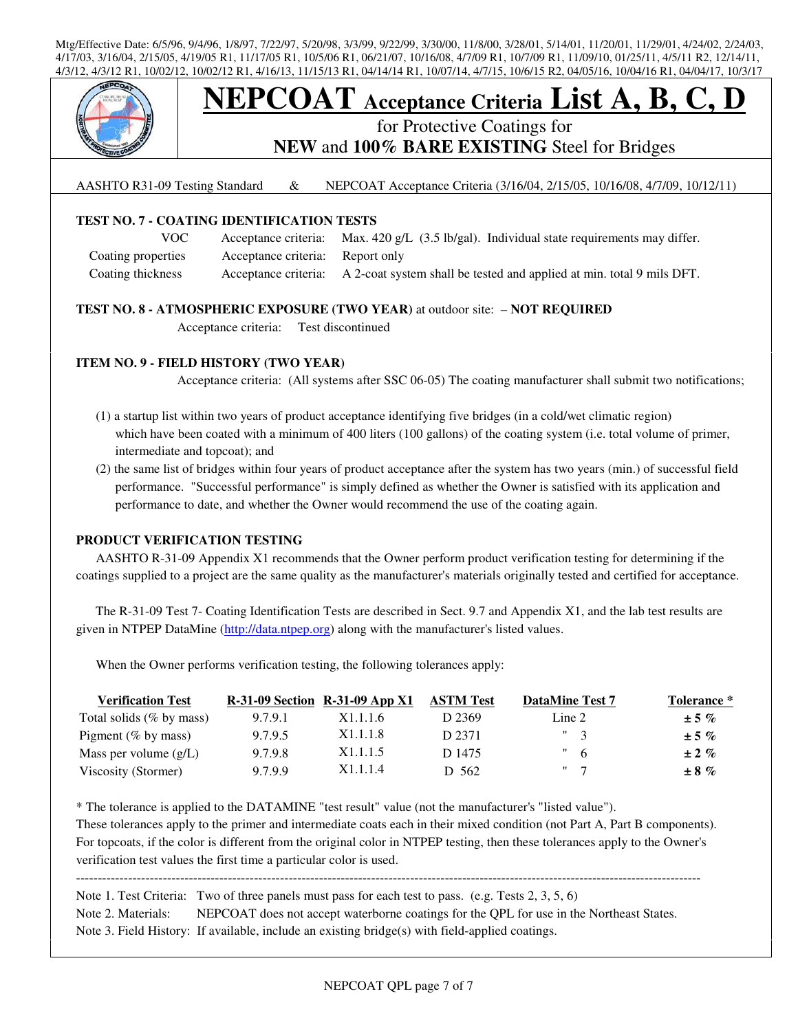Mtg/Effective Date: 6/5/96, 9/4/96, 1/8/97, 7/22/97, 5/20/98, 3/3/99, 9/22/99, 3/30/00, 11/8/00, 3/28/01, 5/14/01, 11/20/01, 11/29/01, 4/24/02, 2/24/03, 4/17/03, 3/16/04, 2/15/05, 4/19/05 R1, 11/17/05 R1, 10/5/06 R1, 06/21/07, 10/16/08, 4/7/09 R1, 10/7/09 R1, 11/09/10, 01/25/11, 4/5/11 R2, 12/14/11, 4/3/12, 4/3/12 R1, 10/02/12, 10/02/12 R1, 4/16/13, 11/15/13 R1, 04/14/14 R1, 10/07/14, 4/7/15, 10/6/15 R2, 04/05/16, 10/04/16 R1, 04/04/17, 10/3/17

# NEPCOAT Acceptance Criteria List A, B, C, D

for Protective Coatings for
**NEW** and **100% BARE EXISTING** Steel for Bridges

AASHTO R31-09 Testing Standard & NEPCOAT Acceptance Criteria (3/16/04, 2/15/05, 10/16/08, 4/7/09, 10/12/11)

**TEST NO. 7 - COATING IDENTIFICATION TESTS**

| | | |
|---|---|---|
| VOC | Acceptance criteria: | Max. 420 g/L (3.5 lb/gal). Individual state requirements may differ. |
| Coating properties | Acceptance criteria: | Report only |
| Coating thickness | Acceptance criteria: | A 2-coat system shall be tested and applied at min. total 9 mils DFT. |

**TEST NO. 8 - ATMOSPHERIC EXPOSURE (TWO YEAR)** at outdoor site: – **NOT REQUIRED**

Acceptance criteria: Test discontinued

**ITEM NO. 9 - FIELD HISTORY (TWO YEAR)**

Acceptance criteria: (All systems after SSC 06-05) The coating manufacturer shall submit two notifications;

(1) a startup list within two years of product acceptance identifying five bridges (in a cold/wet climatic region) which have been coated with a minimum of 400 liters (100 gallons) of the coating system (i.e. total volume of primer, intermediate and topcoat); and

(2) the same list of bridges within four years of product acceptance after the system has two years (min.) of successful field performance. "Successful performance" is simply defined as whether the Owner is satisfied with its application and performance to date, and whether the Owner would recommend the use of the coating again.

**PRODUCT VERIFICATION TESTING**

AASHTO R-31-09 Appendix X1 recommends that the Owner perform product verification testing for determining if the coatings supplied to a project are the same quality as the manufacturer's materials originally tested and certified for acceptance.

The R-31-09 Test 7- Coating Identification Tests are described in Sect. 9.7 and Appendix X1, and the lab test results are given in NTPEP DataMine (http://data.ntpep.org) along with the manufacturer's listed values.

When the Owner performs verification testing, the following tolerances apply:

| Verification Test | R-31-09 Section | R-31-09 App X1 | ASTM Test | DataMine Test 7 | Tolerance * |
|---|---|---|---|---|---|
| Total solids (% by mass) | 9.7.9.1 | X1.1.1.6 | D 2369 | Line 2 | **± 5 %** |
| Pigment (% by mass) | 9.7.9.5 | X1.1.1.8 | D 2371 | " 3 | **± 5 %** |
| Mass per volume (g/L) | 9.7.9.8 | X1.1.1.5 | D 1475 | " 6 | **± 2 %** |
| Viscosity (Stormer) | 9.7.9.9 | X1.1.1.4 | D 562 | " 7 | **± 8 %** |

* The tolerance is applied to the DATAMINE "test result" value (not the manufacturer's "listed value").
These tolerances apply to the primer and intermediate coats each in their mixed condition (not Part A, Part B components).
For topcoats, if the color is different from the original color in NTPEP testing, then these tolerances apply to the Owner's verification test values the first time a particular color is used.

---

Note 1. Test Criteria: Two of three panels must pass for each test to pass. (e.g. Tests 2, 3, 5, 6)
Note 2. Materials: NEPCOAT does not accept waterborne coatings for the QPL for use in the Northeast States.
Note 3. Field History: If available, include an existing bridge(s) with field-applied coatings.